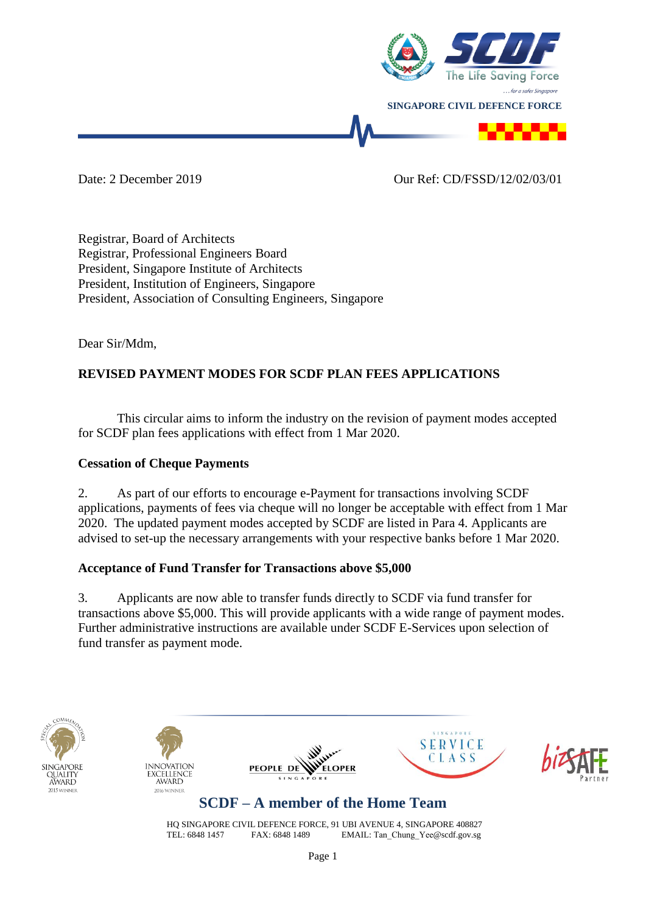SINGAPORE CIVIL DEFENCE FORCE

Date: 2 December 2019 Our Ref: CD/FSSD/12/02/03/01

Registrar, Board of Architects
Registrar, Professional Engineers Board
President, Singapore Institute of Architects
President, Institution of Engineers, Singapore
President, Association of Consulting Engineers, Singapore

Dear Sir/Mdm,

**REVISED PAYMENT MODES FOR SCDF PLAN FEES APPLICATIONS**

This circular aims to inform the industry on the revision of payment modes accepted for SCDF plan fees applications with effect from 1 Mar 2020.

**Cessation of Cheque Payments**

2. As part of our efforts to encourage e-Payment for transactions involving SCDF applications, payments of fees via cheque will no longer be acceptable with effect from 1 Mar 2020. The updated payment modes accepted by SCDF are listed in Para 4. Applicants are advised to set-up the necessary arrangements with your respective banks before 1 Mar 2020.

**Acceptance of Fund Transfer for Transactions above $5,000**

3. Applicants are now able to transfer funds directly to SCDF via fund transfer for transactions above $5,000. This will provide applicants with a wide range of payment modes. Further administrative instructions are available under SCDF E-Services upon selection of fund transfer as payment mode.

SCDF – A member of the Home Team

HQ SINGAPORE CIVIL DEFENCE FORCE, 91 UBI AVENUE 4, SINGAPORE 408827
TEL: 6848 1457 FAX: 6848 1489 EMAIL: Tan_Chung_Yee@scdf.gov.sg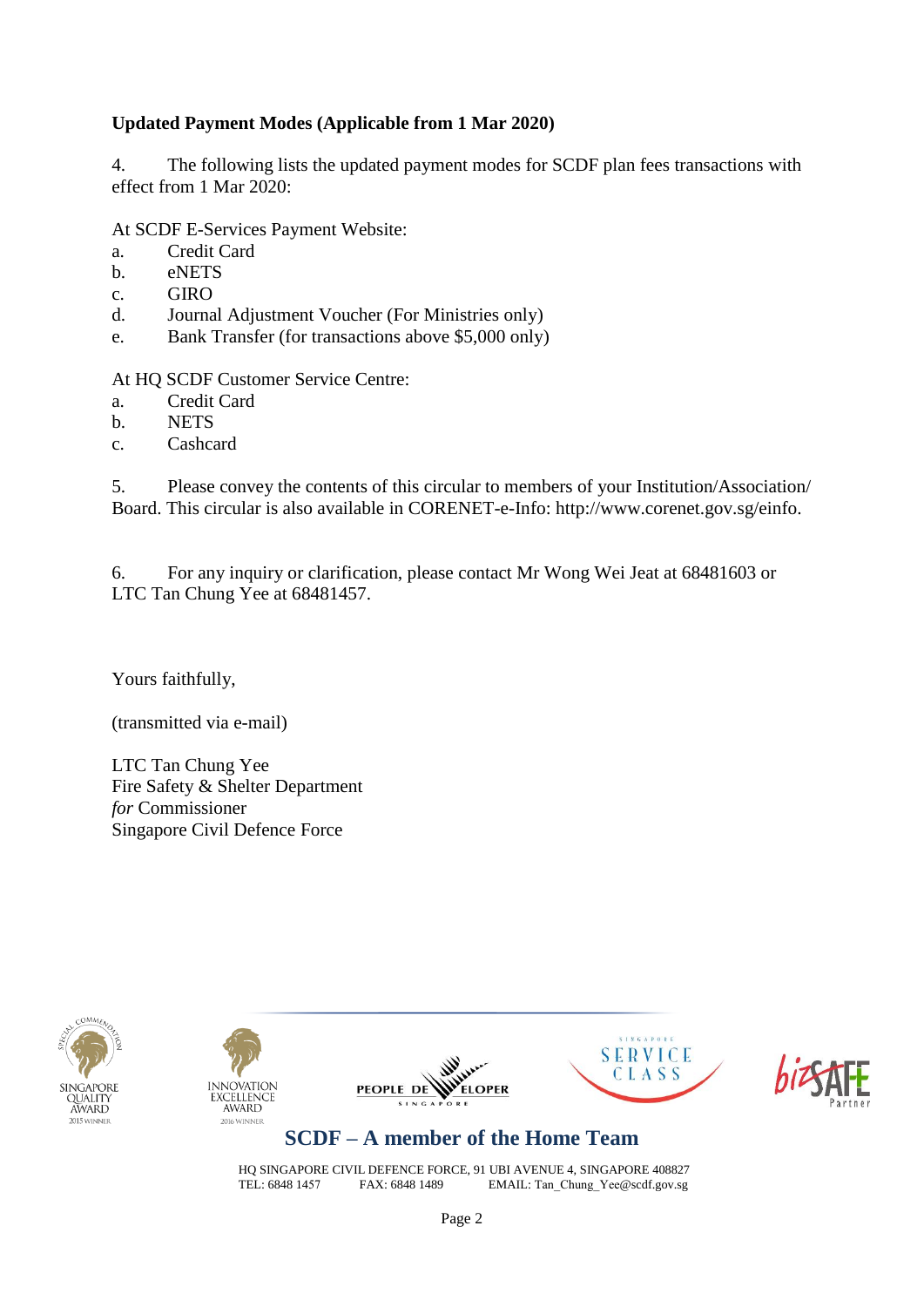**Updated Payment Modes (Applicable from 1 Mar 2020)**

4. The following lists the updated payment modes for SCDF plan fees transactions with effect from 1 Mar 2020:

At SCDF E-Services Payment Website:

a. Credit Card
b. eNETS
c. GIRO
d. Journal Adjustment Voucher (For Ministries only)
e. Bank Transfer (for transactions above $5,000 only)

At HQ SCDF Customer Service Centre:

a. Credit Card
b. NETS
c. Cashcard

5. Please convey the contents of this circular to members of your Institution/Association/ Board. This circular is also available in CORENET-e-Info: http://www.corenet.gov.sg/einfo.

6. For any inquiry or clarification, please contact Mr Wong Wei Jeat at 68481603 or LTC Tan Chung Yee at 68481457.

Yours faithfully,

(transmitted via e-mail)

LTC Tan Chung Yee
Fire Safety & Shelter Department
*for* Commissioner
Singapore Civil Defence Force

**SCDF – A member of the Home Team**

HQ SINGAPORE CIVIL DEFENCE FORCE, 91 UBI AVENUE 4, SINGAPORE 408827
TEL: 6848 1457 FAX: 6848 1489 EMAIL: Tan_Chung_Yee@scdf.gov.sg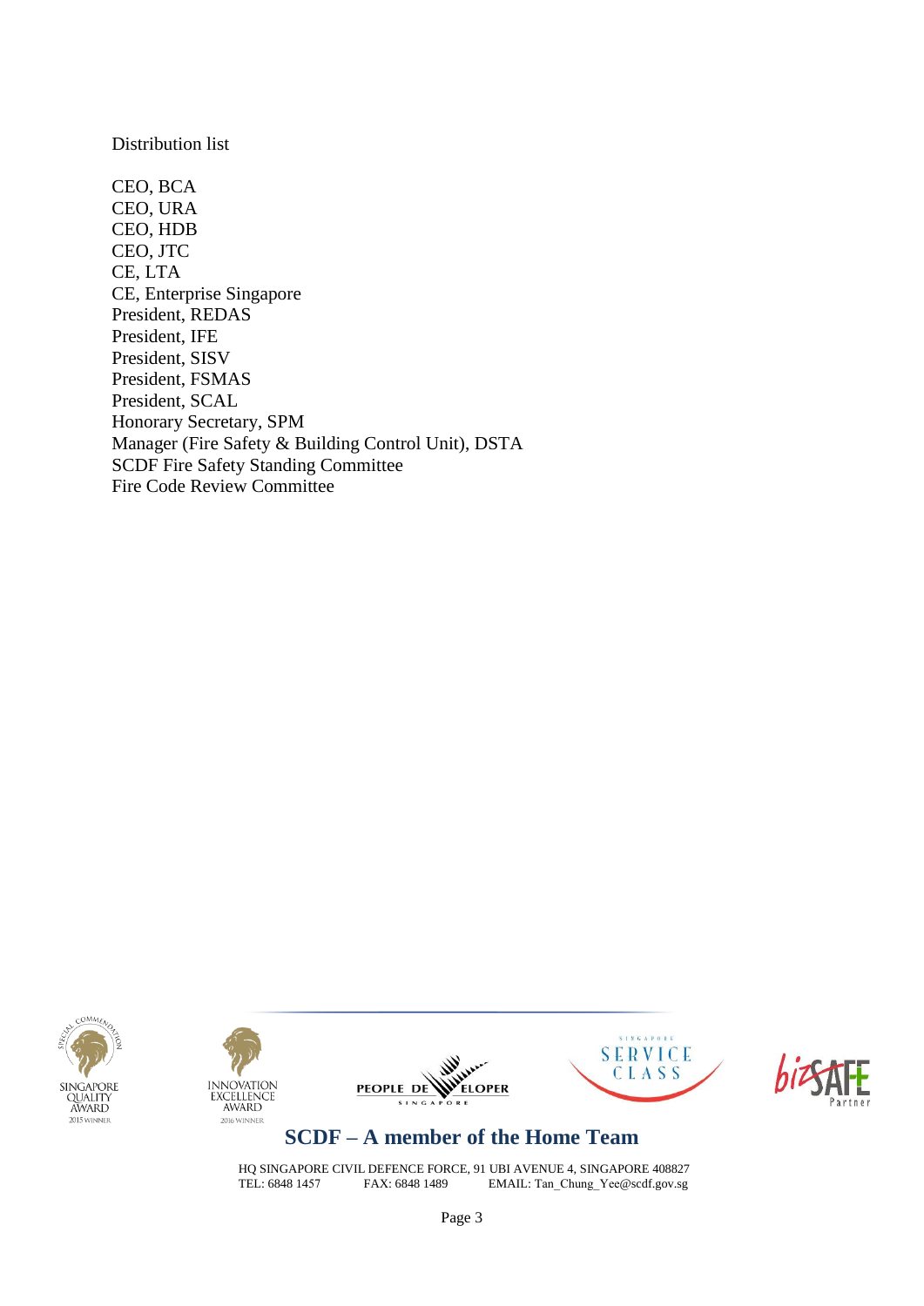Distribution list

CEO, BCA
CEO, URA
CEO, HDB
CEO, JTC
CE, LTA
CE, Enterprise Singapore
President, REDAS
President, IFE
President, SISV
President, FSMAS
President, SCAL
Honorary Secretary, SPM
Manager (Fire Safety & Building Control Unit), DSTA
SCDF Fire Safety Standing Committee
Fire Code Review Committee